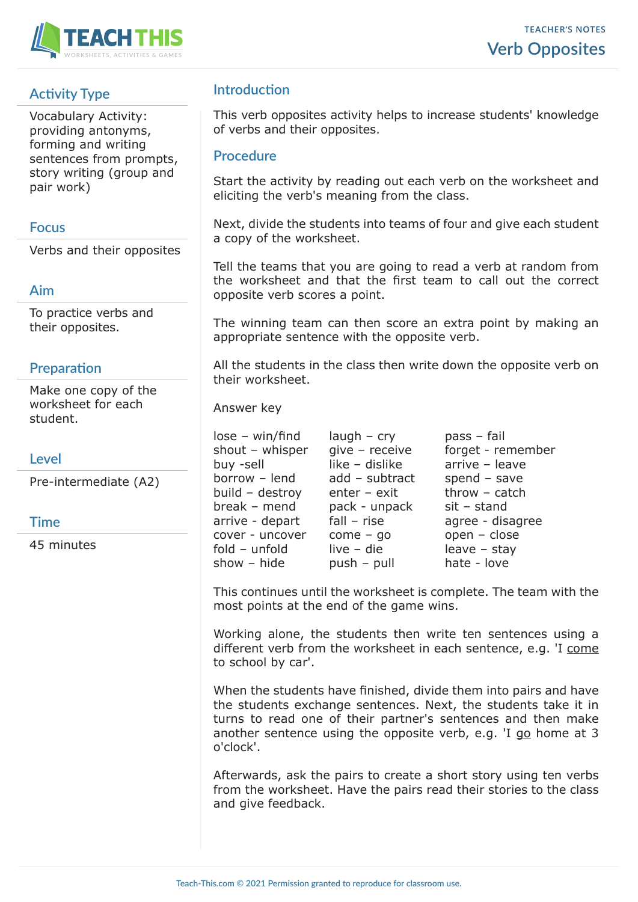TEACHER'S NOTES

# Verb Opposites

## Activity Type

Vocabulary Activity: providing antonyms, forming and writing sentences from prompts, story writing (group and pair work)

## Focus

Verbs and their opposites

## Aim

To practice verbs and their opposites.

## Preparation

Make one copy of the worksheet for each student.

## Level

Pre-intermediate (A2)

## Time

45 minutes

## Introduction

This verb opposites activity helps to increase students' knowledge of verbs and their opposites.

## Procedure

Start the activity by reading out each verb on the worksheet and eliciting the verb's meaning from the class.

Next, divide the students into teams of four and give each student a copy of the worksheet.

Tell the teams that you are going to read a verb at random from the worksheet and that the first team to call out the correct opposite verb scores a point.

The winning team can then score an extra point by making an appropriate sentence with the opposite verb.

All the students in the class then write down the opposite verb on their worksheet.

Answer key

| | | |
|---|---|---|
| lose – win/find | laugh – cry | pass – fail |
| shout – whisper | give – receive | forget - remember |
| buy -sell | like – dislike | arrive – leave |
| borrow – lend | add – subtract | spend – save |
| build – destroy | enter – exit | throw – catch |
| break – mend | pack – unpack | sit – stand |
| arrive - depart | fall – rise | agree - disagree |
| cover - uncover | come – go | open – close |
| fold – unfold | live – die | leave – stay |
| show – hide | push – pull | hate - love |

This continues until the worksheet is complete. The team with the most points at the end of the game wins.

Working alone, the students then write ten sentences using a different verb from the worksheet in each sentence, e.g. 'I come to school by car'.

When the students have finished, divide them into pairs and have the students exchange sentences. Next, the students take it in turns to read one of their partner's sentences and then make another sentence using the opposite verb, e.g. 'I go home at 3 o'clock'.

Afterwards, ask the pairs to create a short story using ten verbs from the worksheet. Have the pairs read their stories to the class and give feedback.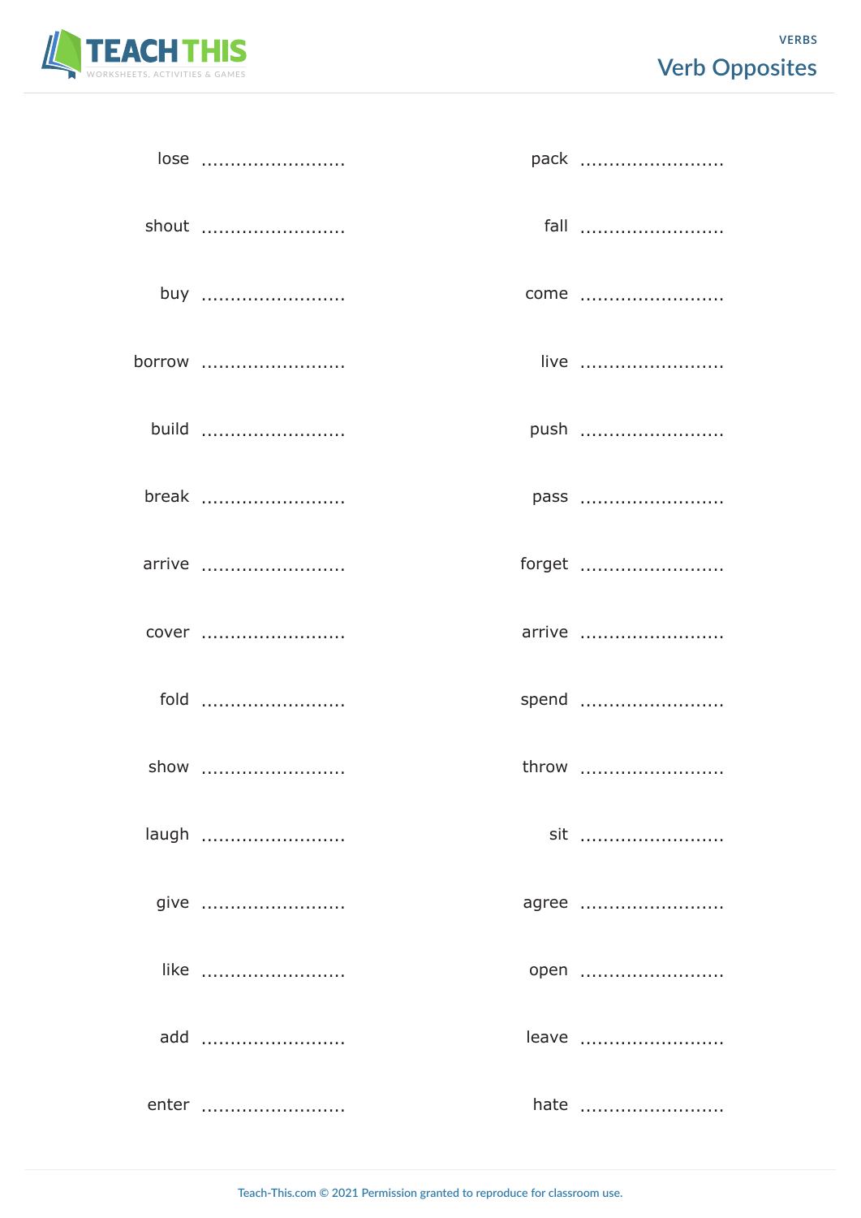# Verb Opposites

VERBS

lose .........................

shout .........................

buy .........................

borrow .........................

build .........................

break .........................

arrive .........................

cover .........................

fold .........................

show .........................

laugh .........................

give .........................

like .........................

add .........................

enter .........................

pack .........................

fall .........................

come .........................

live .........................

push .........................

pass .........................

forget .........................

arrive .........................

spend .........................

throw .........................

sit .........................

agree .........................

open .........................

leave .........................

hate .........................